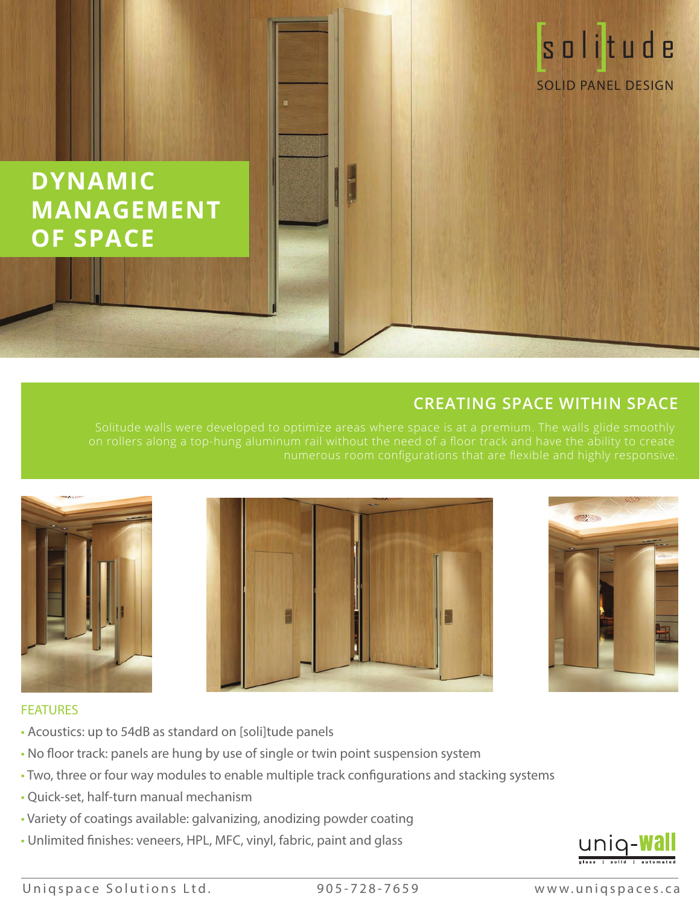[soli]tude

SOLID PANEL DESIGN

# DYNAMIC MANAGEMENT OF SPACE

## CREATING SPACE WITHIN SPACE

Solitude walls were developed to optimize areas where space is at a premium. The walls glide smoothly on rollers along a top-hung aluminum rail without the need of a floor track and have the ability to create numerous room configurations that are flexible and highly responsive.

### FEATURES

- Acoustics: up to 54dB as standard on [soli]tude panels
- No floor track: panels are hung by use of single or twin point suspension system
- Two, three or four way modules to enable multiple track configurations and stacking systems
- Quick-set, half-turn manual mechanism
- Variety of coatings available: galvanizing, anodizing powder coating
- Unlimited finishes: veneers, HPL, MFC, vinyl, fabric, paint and glass

uniq-wall
glass | solid | automated

Uniqspace Solutions Ltd. 905-728-7659 www.uniqspaces.ca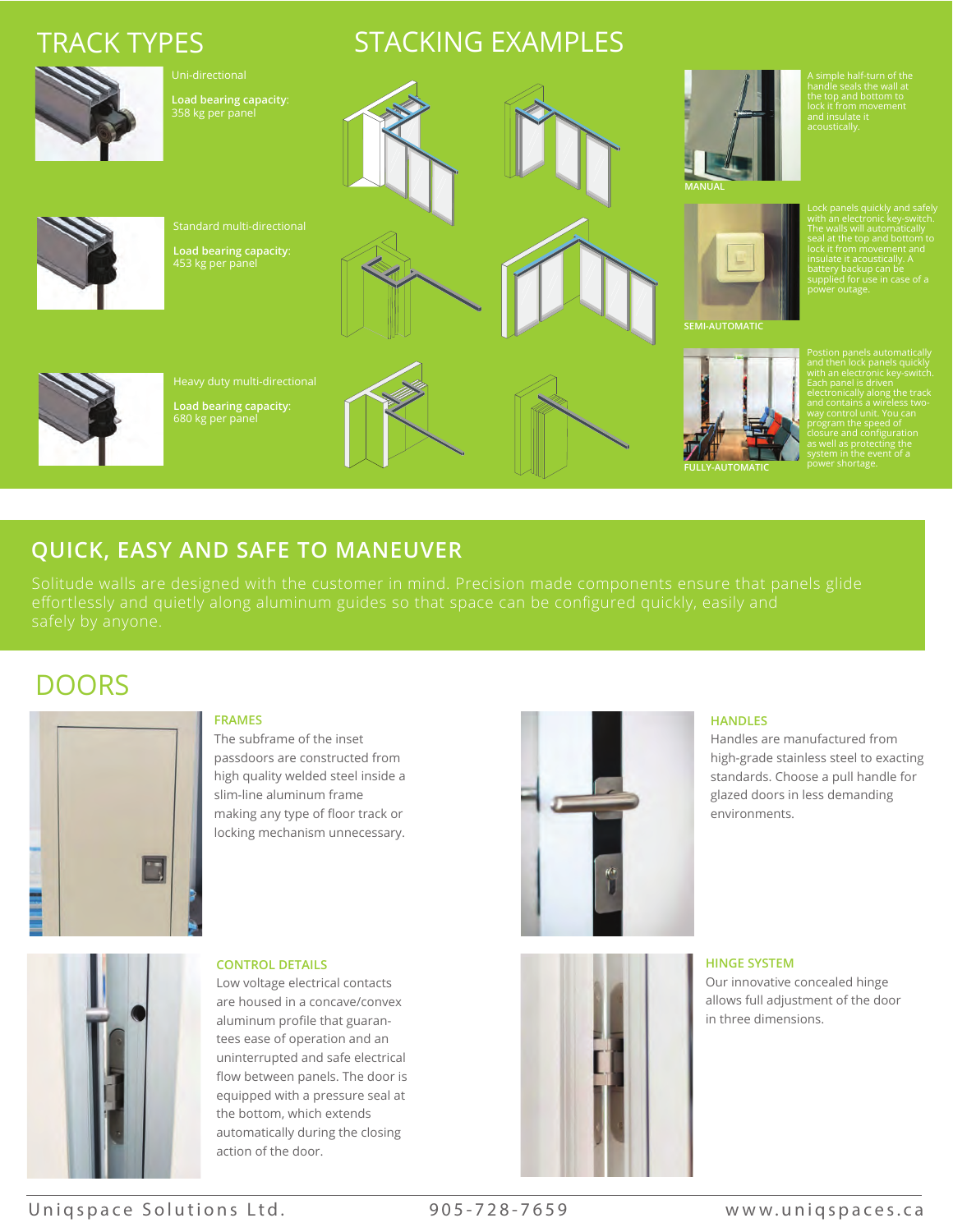## TRACK TYPES

Uni-directional

**Load bearing capacity:** 358 kg per panel

Standard multi-directional

**Load bearing capacity:** 453 kg per panel

Heavy duty multi-directional

**Load bearing capacity:** 680 kg per panel

## STACKING EXAMPLES

**MANUAL**

A simple half-turn of the handle seals the wall at the top and bottom to lock it from movement and insulate it acoustically.

**SEMI-AUTOMATIC**

Lock panels quickly and safely with an electronic key-switch. The walls will automatically seal at the top and bottom to lock it from movement and insulate it acoustically. A battery backup can be supplied for use in case of a power outage.

**FULLY-AUTOMATIC**

Postion panels automatically and then lock panels quickly with an electronic key-switch. Each panel is driven electronically along the track and contains a wireless two-way control unit. You can program the speed of closure and configuration as well as protecting the system in the event of a power shortage.

## QUICK, EASY AND SAFE TO MANEUVER

Solitude walls are designed with the customer in mind. Precision made components ensure that panels glide effortlessly and quietly along aluminum guides so that space can be configured quickly, easily and safely by anyone.

## DOORS

### FRAMES

The subframe of the inset passdoors are constructed from high quality welded steel inside a slim-line aluminum frame making any type of floor track or locking mechanism unnecessary.

### HANDLES

Handles are manufactured from high-grade stainless steel to exacting standards. Choose a pull handle for glazed doors in less demanding environments.

### CONTROL DETAILS

Low voltage electrical contacts are housed in a concave/convex aluminum profile that guarantees ease of operation and an uninterrupted and safe electrical flow between panels. The door is equipped with a pressure seal at the bottom, which extends automatically during the closing action of the door.

### HINGE SYSTEM

Our innovative concealed hinge allows full adjustment of the door in three dimensions.

Uniqspace Solutions Ltd. 905-728-7659 www.uniqspaces.ca